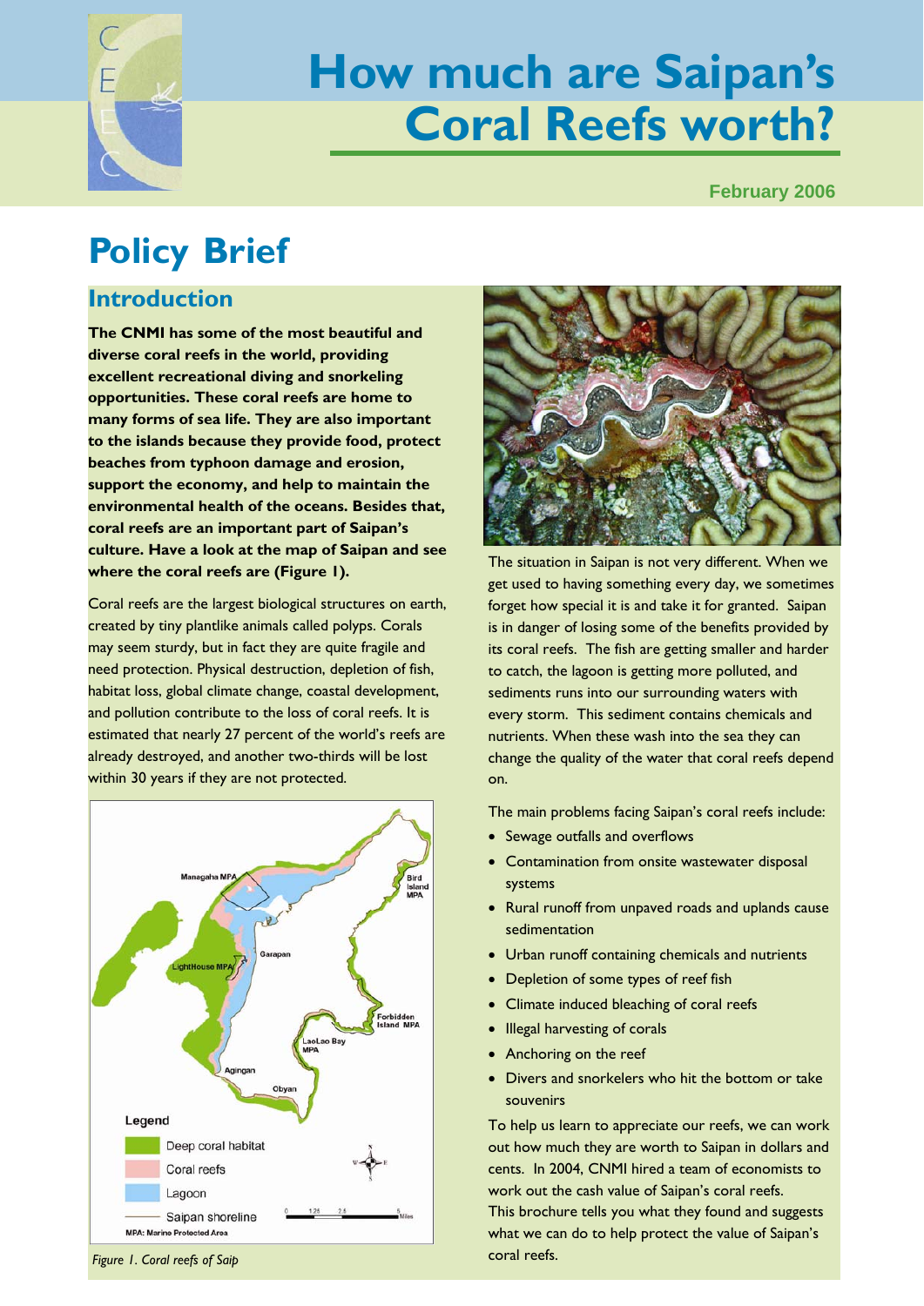# How much are Saipan's Coral Reefs worth?

February 2006

## Policy Brief

### Introduction

**The CNMI has some of the most beautiful and diverse coral reefs in the world, providing excellent recreational diving and snorkeling opportunities. These coral reefs are home to many forms of sea life. They are also important to the islands because they provide food, protect beaches from typhoon damage and erosion, support the economy, and help to maintain the environmental health of the oceans. Besides that, coral reefs are an important part of Saipan's culture. Have a look at the map of Saipan and see where the coral reefs are (Figure 1).**

Coral reefs are the largest biological structures on earth, created by tiny plantlike animals called polyps. Corals may seem sturdy, but in fact they are quite fragile and need protection. Physical destruction, depletion of fish, habitat loss, global climate change, coastal development, and pollution contribute to the loss of coral reefs. It is estimated that nearly 27 percent of the world's reefs are already destroyed, and another two-thirds will be lost within 30 years if they are not protected.

*Figure 1. Coral reefs of Saip*

The situation in Saipan is not very different. When we get used to having something every day, we sometimes forget how special it is and take it for granted. Saipan is in danger of losing some of the benefits provided by its coral reefs. The fish are getting smaller and harder to catch, the lagoon is getting more polluted, and sediments runs into our surrounding waters with every storm. This sediment contains chemicals and nutrients. When these wash into the sea they can change the quality of the water that coral reefs depend on.

The main problems facing Saipan's coral reefs include:

- Sewage outfalls and overflows
- Contamination from onsite wastewater disposal systems
- Rural runoff from unpaved roads and uplands cause sedimentation
- Urban runoff containing chemicals and nutrients
- Depletion of some types of reef fish
- Climate induced bleaching of coral reefs
- Illegal harvesting of corals
- Anchoring on the reef
- Divers and snorkelers who hit the bottom or take souvenirs

To help us learn to appreciate our reefs, we can work out how much they are worth to Saipan in dollars and cents. In 2004, CNMI hired a team of economists to work out the cash value of Saipan's coral reefs. This brochure tells you what they found and suggests what we can do to help protect the value of Saipan's coral reefs.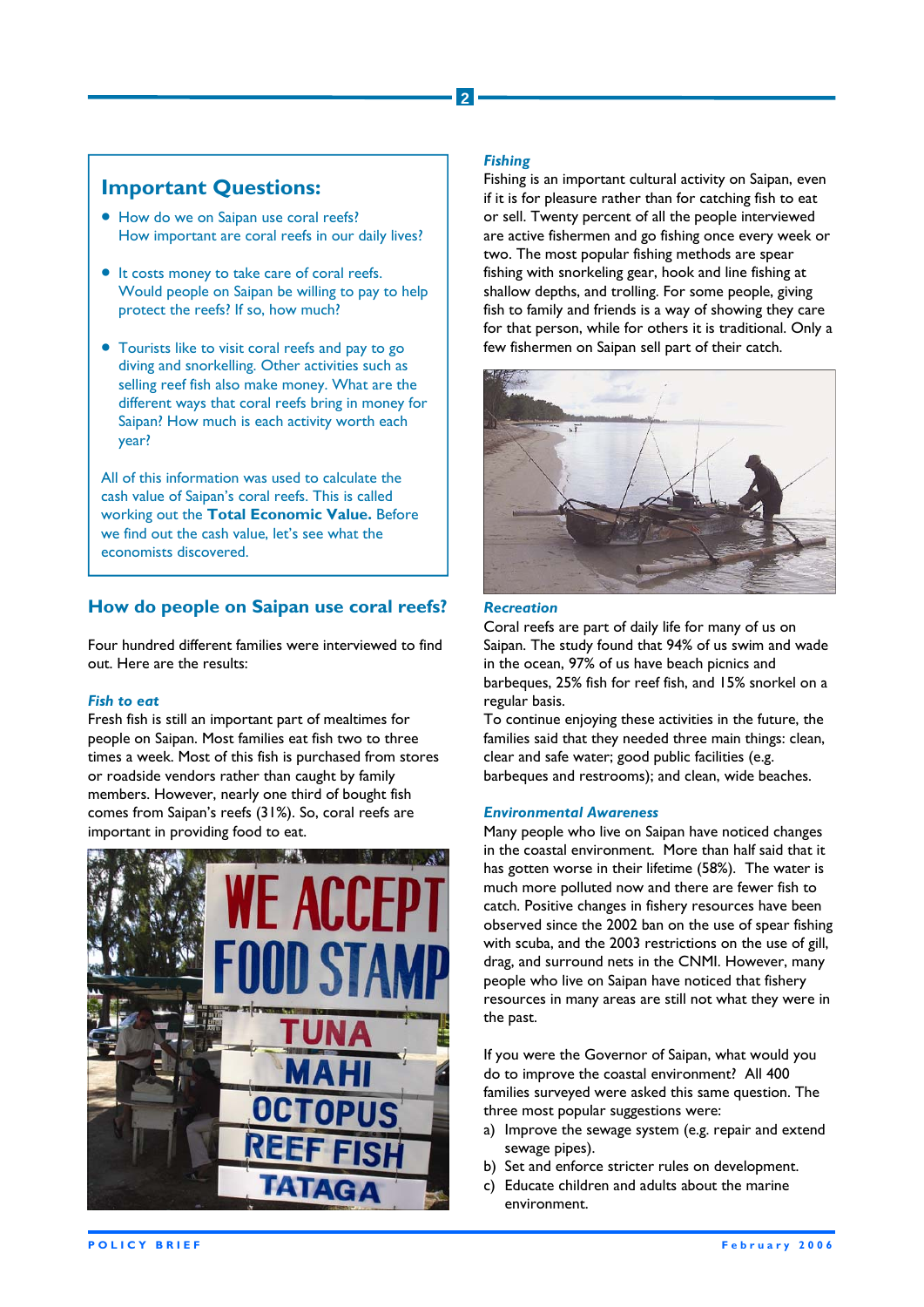## Important Questions:

- How do we on Saipan use coral reefs? How important are coral reefs in our daily lives?
- It costs money to take care of coral reefs. Would people on Saipan be willing to pay to help protect the reefs? If so, how much?
- Tourists like to visit coral reefs and pay to go diving and snorkelling. Other activities such as selling reef fish also make money. What are the different ways that coral reefs bring in money for Saipan? How much is each activity worth each year?

All of this information was used to calculate the cash value of Saipan's coral reefs. This is called working out the **Total Economic Value.** Before we find out the cash value, let's see what the economists discovered.

## How do people on Saipan use coral reefs?

Four hundred different families were interviewed to find out. Here are the results:

***Fish to eat***

Fresh fish is still an important part of mealtimes for people on Saipan. Most families eat fish two to three times a week. Most of this fish is purchased from stores or roadside vendors rather than caught by family members. However, nearly one third of bought fish comes from Saipan's reefs (31%). So, coral reefs are important in providing food to eat.

***Fishing***

Fishing is an important cultural activity on Saipan, even if it is for pleasure rather than for catching fish to eat or sell. Twenty percent of all the people interviewed are active fishermen and go fishing once every week or two. The most popular fishing methods are spear fishing with snorkeling gear, hook and line fishing at shallow depths, and trolling. For some people, giving fish to family and friends is a way of showing they care for that person, while for others it is traditional. Only a few fishermen on Saipan sell part of their catch.

***Recreation***

Coral reefs are part of daily life for many of us on Saipan. The study found that 94% of us swim and wade in the ocean, 97% of us have beach picnics and barbeques, 25% fish for reef fish, and 15% snorkel on a regular basis.

To continue enjoying these activities in the future, the families said that they needed three main things: clean, clear and safe water; good public facilities (e.g. barbeques and restrooms); and clean, wide beaches.

***Environmental Awareness***

Many people who live on Saipan have noticed changes in the coastal environment. More than half said that it has gotten worse in their lifetime (58%). The water is much more polluted now and there are fewer fish to catch. Positive changes in fishery resources have been observed since the 2002 ban on the use of spear fishing with scuba, and the 2003 restrictions on the use of gill, drag, and surround nets in the CNMI. However, many people who live on Saipan have noticed that fishery resources in many areas are still not what they were in the past.

If you were the Governor of Saipan, what would you do to improve the coastal environment? All 400 families surveyed were asked this same question. The three most popular suggestions were:

a) Improve the sewage system (e.g. repair and extend sewage pipes).
b) Set and enforce stricter rules on development.
c) Educate children and adults about the marine environment.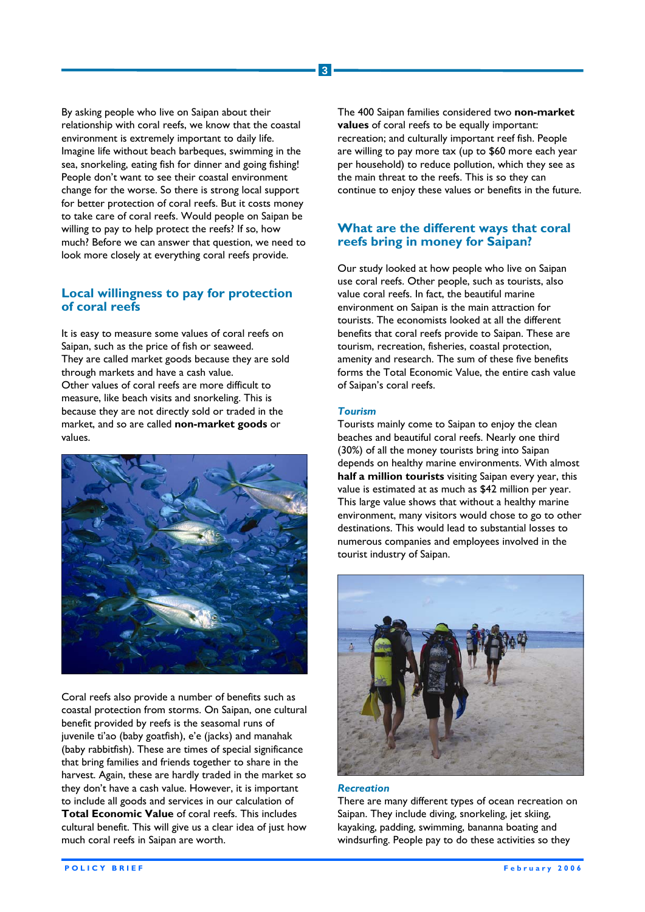By asking people who live on Saipan about their relationship with coral reefs, we know that the coastal environment is extremely important to daily life. Imagine life without beach barbeques, swimming in the sea, snorkeling, eating fish for dinner and going fishing! People don't want to see their coastal environment change for the worse. So there is strong local support for better protection of coral reefs. But it costs money to take care of coral reefs. Would people on Saipan be willing to pay to help protect the reefs? If so, how much? Before we can answer that question, we need to look more closely at everything coral reefs provide.

## Local willingness to pay for protection of coral reefs

It is easy to measure some values of coral reefs on Saipan, such as the price of fish or seaweed. They are called market goods because they are sold through markets and have a cash value. Other values of coral reefs are more difficult to measure, like beach visits and snorkeling. This is because they are not directly sold or traded in the market, and so are called **non-market goods** or values.

Coral reefs also provide a number of benefits such as coastal protection from storms. On Saipan, one cultural benefit provided by reefs is the seasomal runs of juvenile ti'ao (baby goatfish), e'e (jacks) and manahak (baby rabbitfish). These are times of special significance that bring families and friends together to share in the harvest. Again, these are hardly traded in the market so they don't have a cash value. However, it is important to include all goods and services in our calculation of **Total Economic Value** of coral reefs. This includes cultural benefit. This will give us a clear idea of just how much coral reefs in Saipan are worth.

The 400 Saipan families considered two **non-market values** of coral reefs to be equally important: recreation; and culturally important reef fish. People are willing to pay more tax (up to $60 more each year per household) to reduce pollution, which they see as the main threat to the reefs. This is so they can continue to enjoy these values or benefits in the future.

## What are the different ways that coral reefs bring in money for Saipan?

Our study looked at how people who live on Saipan use coral reefs. Other people, such as tourists, also value coral reefs. In fact, the beautiful marine environment on Saipan is the main attraction for tourists. The economists looked at all the different benefits that coral reefs provide to Saipan. These are tourism, recreation, fisheries, coastal protection, amenity and research. The sum of these five benefits forms the Total Economic Value, the entire cash value of Saipan's coral reefs.

### *Tourism*

Tourists mainly come to Saipan to enjoy the clean beaches and beautiful coral reefs. Nearly one third (30%) of all the money tourists bring into Saipan depends on healthy marine environments. With almost **half a million tourists** visiting Saipan every year, this value is estimated at as much as $42 million per year. This large value shows that without a healthy marine environment, many visitors would chose to go to other destinations. This would lead to substantial losses to numerous companies and employees involved in the tourist industry of Saipan.

### *Recreation*

There are many different types of ocean recreation on Saipan. They include diving, snorkeling, jet skiing, kayaking, padding, swimming, bananna boating and windsurfing. People pay to do these activities so they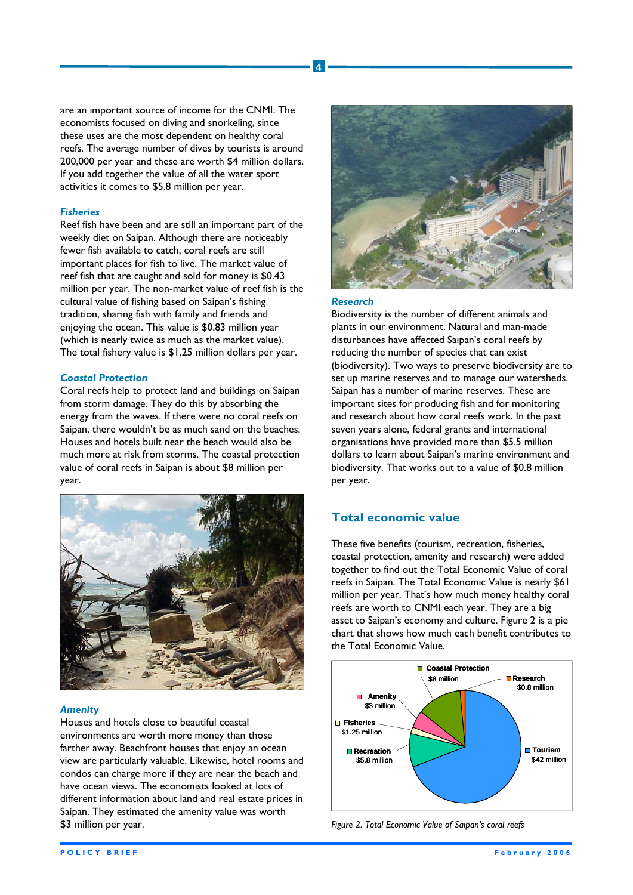are an important source of income for the CNMI. The economists focused on diving and snorkeling, since these uses are the most dependent on healthy coral reefs. The average number of dives by tourists is around 200,000 per year and these are worth $4 million dollars. If you add together the value of all the water sport activities it comes to $5.8 million per year.

### *Fisheries*

Reef fish have been and are still an important part of the weekly diet on Saipan. Although there are noticeably fewer fish available to catch, coral reefs are still important places for fish to live. The market value of reef fish that are caught and sold for money is $0.43 million per year. The non-market value of reef fish is the cultural value of fishing based on Saipan's fishing tradition, sharing fish with family and friends and enjoying the ocean. This value is $0.83 million year (which is nearly twice as much as the market value). The total fishery value is $1.25 million dollars per year.

### *Coastal Protection*

Coral reefs help to protect land and buildings on Saipan from storm damage. They do this by absorbing the energy from the waves. If there were no coral reefs on Saipan, there wouldn't be as much sand on the beaches. Houses and hotels built near the beach would also be much more at risk from storms. The coastal protection value of coral reefs in Saipan is about $8 million per year.

### *Amenity*

Houses and hotels close to beautiful coastal environments are worth more money than those farther away. Beachfront houses that enjoy an ocean view are particularly valuable. Likewise, hotel rooms and condos can charge more if they are near the beach and have ocean views. The economists looked at lots of different information about land and real estate prices in Saipan. They estimated the amenity value was worth $3 million per year.

### *Research*

Biodiversity is the number of different animals and plants in our environment. Natural and man-made disturbances have affected Saipan's coral reefs by reducing the number of species that can exist (biodiversity). Two ways to preserve biodiversity are to set up marine reserves and to manage our watersheds. Saipan has a number of marine reserves. These are important sites for producing fish and for monitoring and research about how coral reefs work. In the past seven years alone, federal grants and international organisations have provided more than $5.5 million dollars to learn about Saipan's marine environment and biodiversity. That works out to a value of $0.8 million per year.

## Total economic value

These five benefits (tourism, recreation, fisheries, coastal protection, amenity and research) were added together to find out the Total Economic Value of coral reefs in Saipan. The Total Economic Value is nearly $61 million per year. That's how much money healthy coral reefs are worth to CNMI each year. They are a big asset to Saipan's economy and culture. Figure 2 is a pie chart that shows how much each benefit contributes to the Total Economic Value.

*Figure 2. Total Economic Value of Saipan's coral reefs*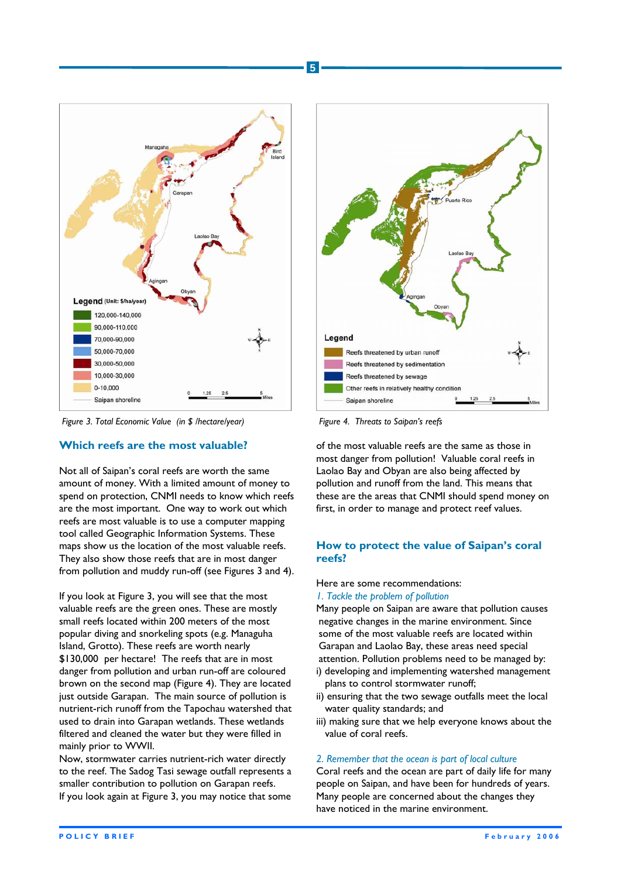Figure 3. Total Economic Value (in $ /hectare/year)

Figure 4. Threats to Saipan's reefs

## Which reefs are the most valuable?

Not all of Saipan's coral reefs are worth the same amount of money. With a limited amount of money to spend on protection, CNMI needs to know which reefs are the most important. One way to work out which reefs are most valuable is to use a computer mapping tool called Geographic Information Systems. These maps show us the location of the most valuable reefs. They also show those reefs that are in most danger from pollution and muddy run-off (see Figures 3 and 4).

If you look at Figure 3, you will see that the most valuable reefs are the green ones. These are mostly small reefs located within 200 meters of the most popular diving and snorkeling spots (e.g. Managuha Island, Grotto). These reefs are worth nearly $130,000 per hectare! The reefs that are in most danger from pollution and urban run-off are coloured brown on the second map (Figure 4). They are located just outside Garapan. The main source of pollution is nutrient-rich runoff from the Tapochau watershed that used to drain into Garapan wetlands. These wetlands filtered and cleaned the water but they were filled in mainly prior to WWII.
Now, stormwater carries nutrient-rich water directly to the reef. The Sadog Tasi sewage outfall represents a smaller contribution to pollution on Garapan reefs.
If you look again at Figure 3, you may notice that some of the most valuable reefs are the same as those in most danger from pollution! Valuable coral reefs in Laolao Bay and Obyan are also being affected by pollution and runoff from the land. This means that these are the areas that CNMI should spend money on first, in order to manage and protect reef values.

## How to protect the value of Saipan's coral reefs?

Here are some recommendations:

*1. Tackle the problem of pollution*

Many people on Saipan are aware that pollution causes negative changes in the marine environment. Since some of the most valuable reefs are located within Garapan and Laolao Bay, these areas need special attention. Pollution problems need to be managed by:

i) developing and implementing watershed management plans to control stormwater runoff;
ii) ensuring that the two sewage outfalls meet the local water quality standards; and
iii) making sure that we help everyone knows about the value of coral reefs.

*2. Remember that the ocean is part of local culture*

Coral reefs and the ocean are part of daily life for many people on Saipan, and have been for hundreds of years. Many people are concerned about the changes they have noticed in the marine environment.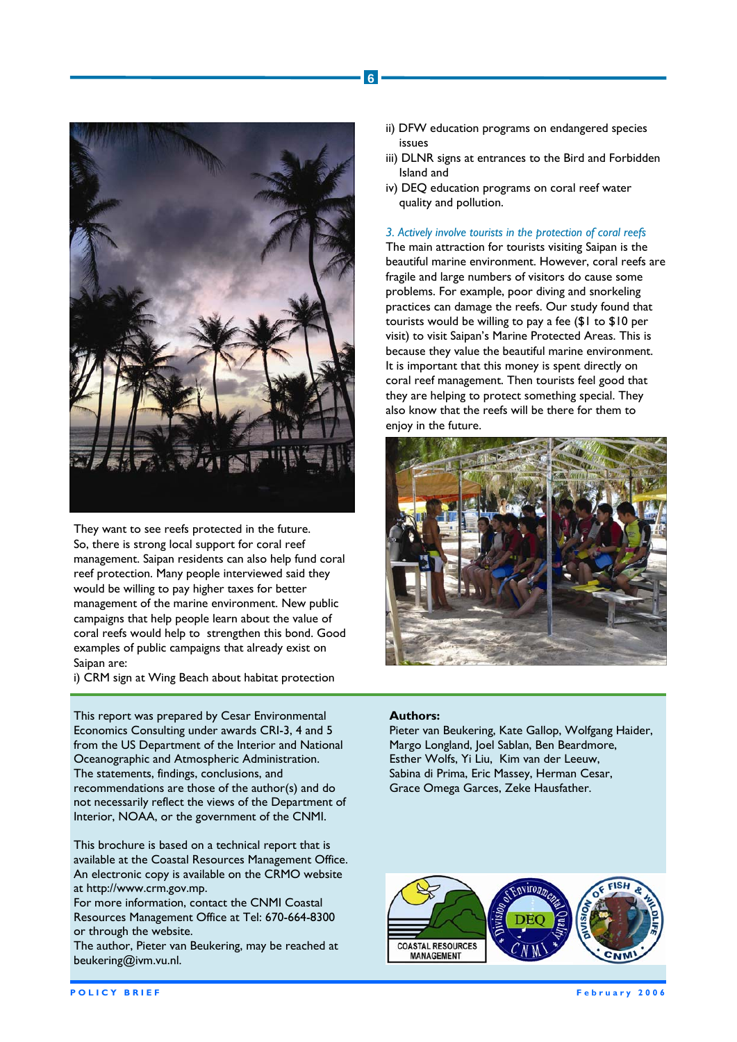They want to see reefs protected in the future. So, there is strong local support for coral reef management. Saipan residents can also help fund coral reef protection. Many people interviewed said they would be willing to pay higher taxes for better management of the marine environment. New public campaigns that help people learn about the value of coral reefs would help to strengthen this bond. Good examples of public campaigns that already exist on Saipan are:

i) CRM sign at Wing Beach about habitat protection
ii) DFW education programs on endangered species issues
iii) DLNR signs at entrances to the Bird and Forbidden Island and
iv) DEQ education programs on coral reef water quality and pollution.

*3. Actively involve tourists in the protection of coral reefs*

The main attraction for tourists visiting Saipan is the beautiful marine environment. However, coral reefs are fragile and large numbers of visitors do cause some problems. For example, poor diving and snorkeling practices can damage the reefs. Our study found that tourists would be willing to pay a fee ($1 to $10 per visit) to visit Saipan's Marine Protected Areas. This is because they value the beautiful marine environment. It is important that this money is spent directly on coral reef management. Then tourists feel good that they are helping to protect something special. They also know that the reefs will be there for them to enjoy in the future.

This report was prepared by Cesar Environmental Economics Consulting under awards CRI-3, 4 and 5 from the US Department of the Interior and National Oceanographic and Atmospheric Administration. The statements, findings, conclusions, and recommendations are those of the author(s) and do not necessarily reflect the views of the Department of Interior, NOAA, or the government of the CNMI.

This brochure is based on a technical report that is available at the Coastal Resources Management Office. An electronic copy is available on the CRMO website at http://www.crm.gov.mp.
For more information, contact the CNMI Coastal Resources Management Office at Tel: 670-664-8300 or through the website.
The author, Pieter van Beukering, may be reached at beukering@ivm.vu.nl.

**Authors:**
Pieter van Beukering, Kate Gallop, Wolfgang Haider, Margo Longland, Joel Sablan, Ben Beardmore, Esther Wolfs, Yi Liu, Kim van der Leeuw, Sabina di Prima, Eric Massey, Herman Cesar, Grace Omega Garces, Zeke Hausfather.

COASTAL RESOURCES MANAGEMENT

Division of Environmental Quality DEQ CNMI

DIVISION OF FISH & WILDLIFE CNMI

POLICY BRIEF

February 2006